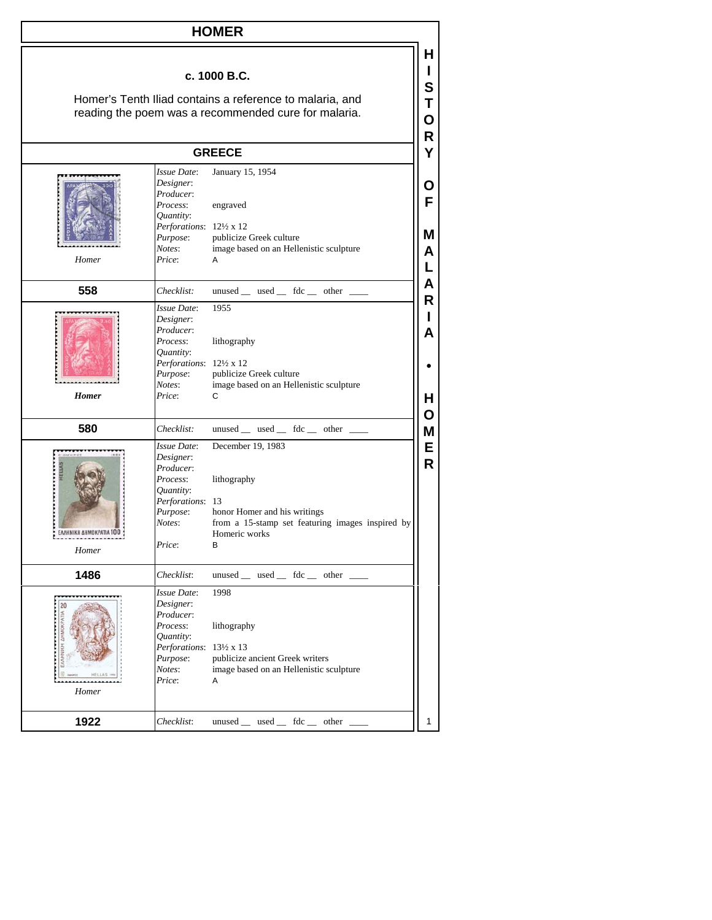# HOMER

**c. 1000 B.C.**

Homer's Tenth Iliad contains a reference to malaria, and reading the poem was a recommended cure for malaria.

## GREECE

| | | |
|---|---|---|
| *Homer* | *Issue Date*: | January 15, 1954 |
| | *Designer*: | |
| | *Producer*: | |
| | *Process*: | engraved |
| | *Quantity*: | |
| | *Perforations*: | 12½ x 12 |
| | *Purpose*: | publicize Greek culture |
| | *Notes*: | image based on an Hellenistic sculpture |
| | *Price*: | A |
| **558** | *Checklist*: | unused __ used __ fdc __ other ____ |
| ***Homer*** | *Issue Date*: | 1955 |
| | *Designer*: | |
| | *Producer*: | |
| | *Process*: | lithography |
| | *Quantity*: | |
| | *Perforations*: | 12½ x 12 |
| | *Purpose*: | publicize Greek culture |
| | *Notes*: | image based on an Hellenistic sculpture |
| | *Price*: | C |
| **580** | *Checklist*: | unused __ used __ fdc __ other ____ |
| *Homer* | *Issue Date*: | December 19, 1983 |
| | *Designer*: | |
| | *Producer*: | |
| | *Process*: | lithography |
| | *Quantity*: | |
| | *Perforations*: | 13 |
| | *Purpose*: | honor Homer and his writings |
| | *Notes*: | from a 15-stamp set featuring images inspired by Homeric works |
| | *Price*: | B |
| **1486** | *Checklist*: | unused __ used __ fdc __ other ____ |
| *Homer* | *Issue Date*: | 1998 |
| | *Designer*: | |
| | *Producer*: | |
| | *Process*: | lithography |
| | *Quantity*: | |
| | *Perforations*: | 13½ x 13 |
| | *Purpose*: | publicize ancient Greek writers |
| | *Notes*: | image based on an Hellenistic sculpture |
| | *Price*: | A |
| **1922** | *Checklist*: | unused __ used __ fdc __ other ____ |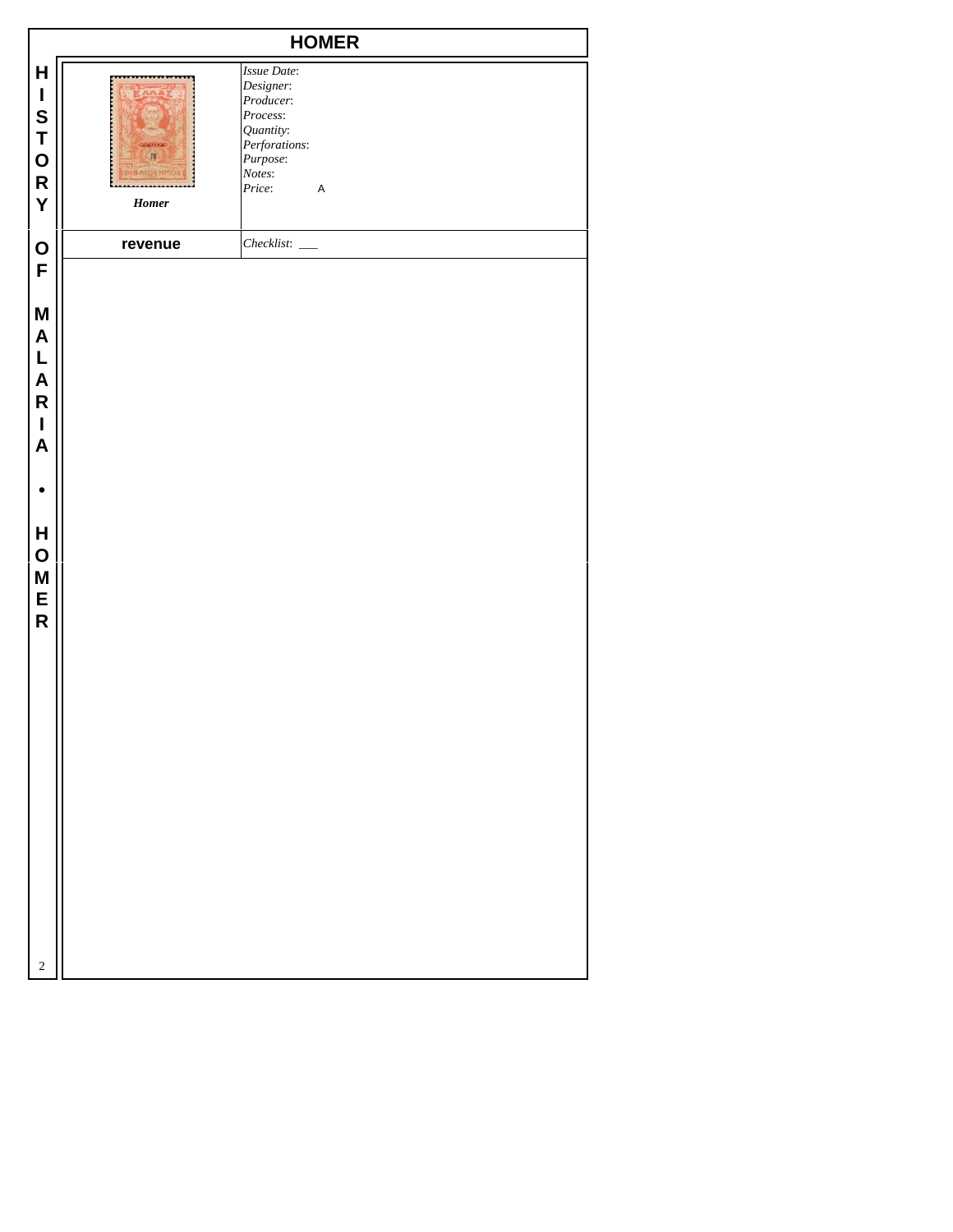# HOMER

| | |
|---|---|
| Homer | *Issue Date*:<br>*Designer*:<br>*Producer*:<br>*Process*:<br>*Quantity*:<br>*Perforations*:<br>*Purpose*:<br>*Notes*:<br>*Price*: A |
| **revenue** | *Checklist*: ___ |

HISTORY OF MALARIA • HOMER